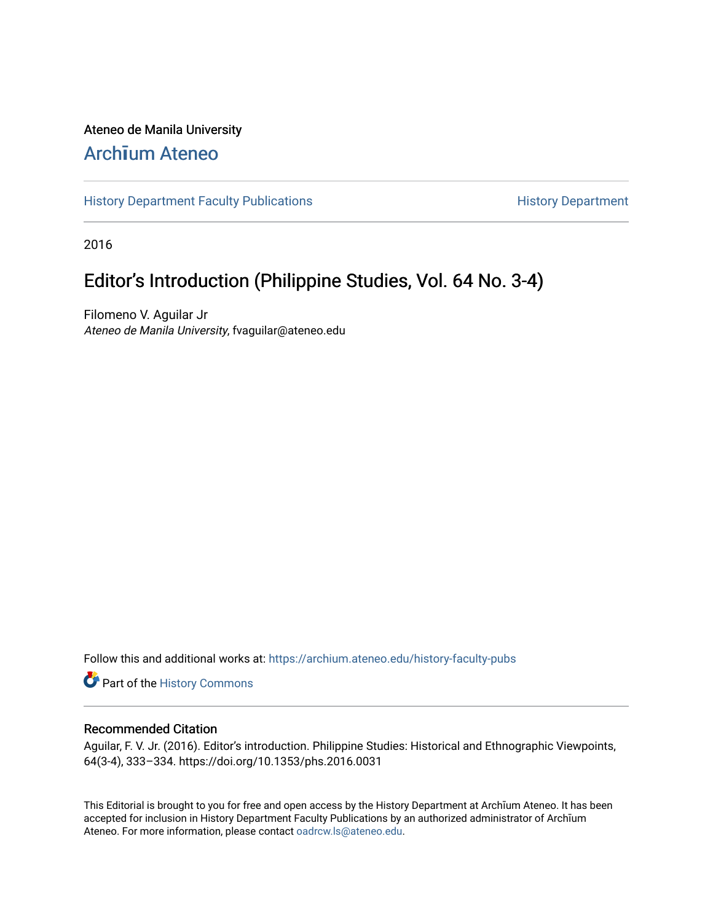Ateneo de Manila University

# Archīum Ateneo

History Department Faculty Publications

History Department

2016

## Editor's Introduction (Philippine Studies, Vol. 64 No. 3-4)

Filomeno V. Aguilar Jr
*Ateneo de Manila University*, fvaguilar@ateneo.edu

Follow this and additional works at: https://archium.ateneo.edu/history-faculty-pubs

Part of the History Commons

### Recommended Citation

Aguilar, F. V. Jr. (2016). Editor's introduction. Philippine Studies: Historical and Ethnographic Viewpoints, 64(3-4), 333–334. https://doi.org/10.1353/phs.2016.0031

This Editorial is brought to you for free and open access by the History Department at Archīum Ateneo. It has been accepted for inclusion in History Department Faculty Publications by an authorized administrator of Archīum Ateneo. For more information, please contact oadrcw.ls@ateneo.edu.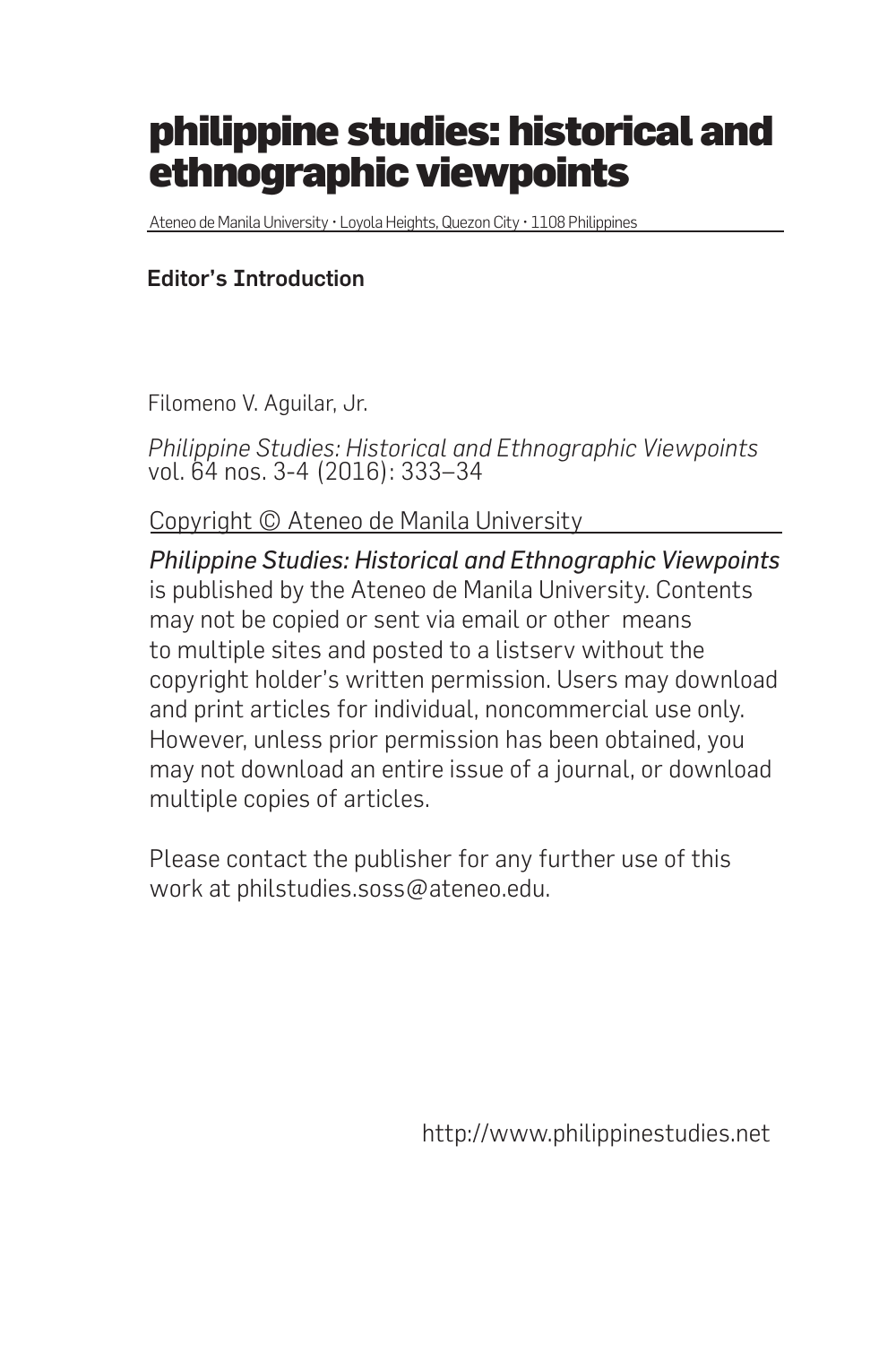# philippine studies: historical and ethnographic viewpoints

Ateneo de Manila University • Loyola Heights, Quezon City • 1108 Philippines

## Editor's Introduction

Filomeno V. Aguilar, Jr.

*Philippine Studies: Historical and Ethnographic Viewpoints* vol. 64 nos. 3-4 (2016): 333–34

Copyright © Ateneo de Manila University

*Philippine Studies: Historical and Ethnographic Viewpoints* is published by the Ateneo de Manila University. Contents may not be copied or sent via email or other means to multiple sites and posted to a listserv without the copyright holder's written permission. Users may download and print articles for individual, noncommercial use only. However, unless prior permission has been obtained, you may not download an entire issue of a journal, or download multiple copies of articles.

Please contact the publisher for any further use of this work at philstudies.soss@ateneo.edu.

http://www.philippinestudies.net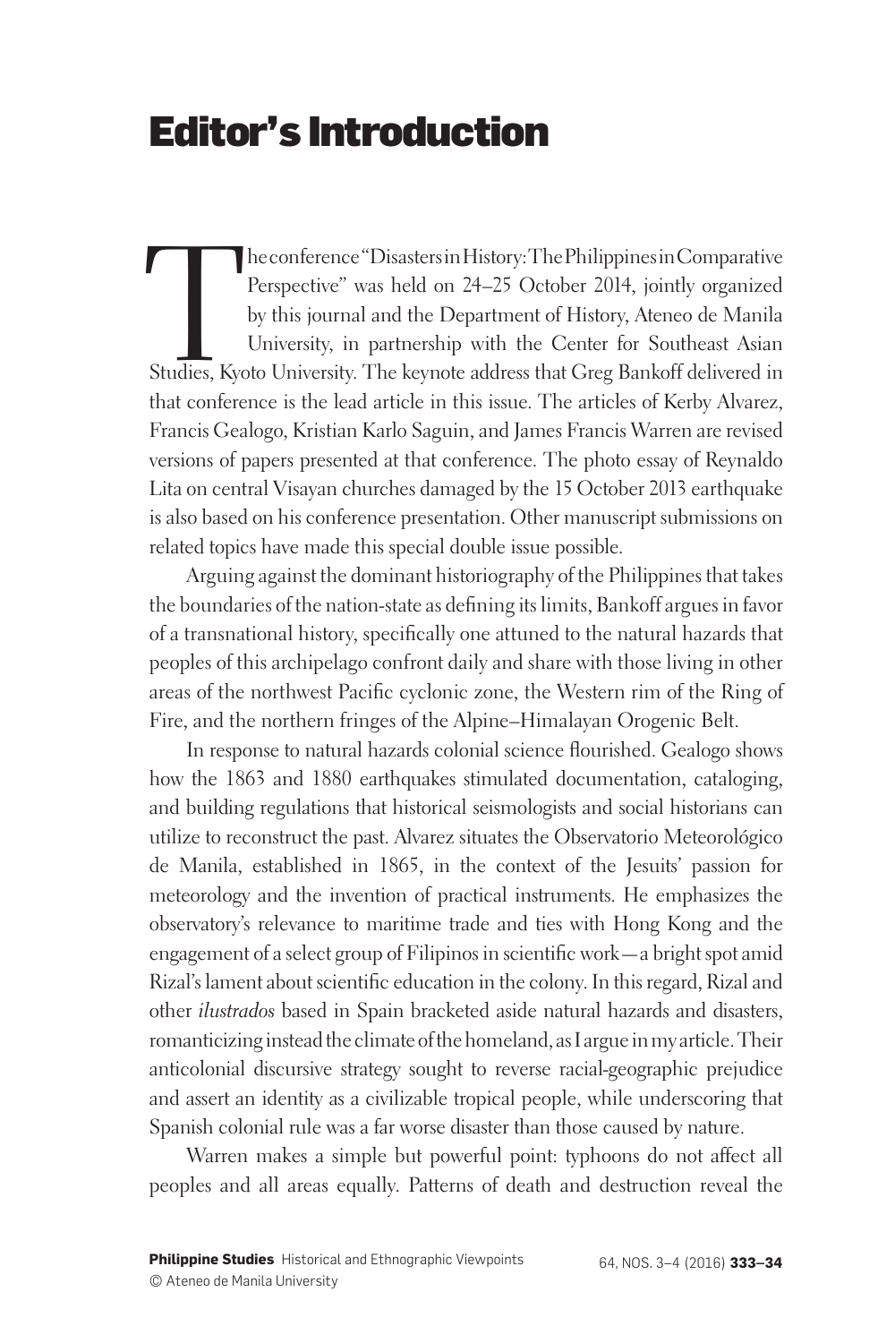# Editor's Introduction

The conference "Disasters in History: The Philippines in Comparative Perspective" was held on 24–25 October 2014, jointly organized by this journal and the Department of History, Ateneo de Manila University, in partnership with the Center for Southeast Asian Studies, Kyoto University. The keynote address that Greg Bankoff delivered in that conference is the lead article in this issue. The articles of Kerby Alvarez, Francis Gealogo, Kristian Karlo Saguin, and James Francis Warren are revised versions of papers presented at that conference. The photo essay of Reynaldo Lita on central Visayan churches damaged by the 15 October 2013 earthquake is also based on his conference presentation. Other manuscript submissions on related topics have made this special double issue possible.

Arguing against the dominant historiography of the Philippines that takes the boundaries of the nation-state as defining its limits, Bankoff argues in favor of a transnational history, specifically one attuned to the natural hazards that peoples of this archipelago confront daily and share with those living in other areas of the northwest Pacific cyclonic zone, the Western rim of the Ring of Fire, and the northern fringes of the Alpine–Himalayan Orogenic Belt.

In response to natural hazards colonial science flourished. Gealogo shows how the 1863 and 1880 earthquakes stimulated documentation, cataloging, and building regulations that historical seismologists and social historians can utilize to reconstruct the past. Alvarez situates the Observatorio Meteorológico de Manila, established in 1865, in the context of the Jesuits' passion for meteorology and the invention of practical instruments. He emphasizes the observatory's relevance to maritime trade and ties with Hong Kong and the engagement of a select group of Filipinos in scientific work—a bright spot amid Rizal's lament about scientific education in the colony. In this regard, Rizal and other *ilustrados* based in Spain bracketed aside natural hazards and disasters, romanticizing instead the climate of the homeland, as I argue in my article. Their anticolonial discursive strategy sought to reverse racial-geographic prejudice and assert an identity as a civilizable tropical people, while underscoring that Spanish colonial rule was a far worse disaster than those caused by nature.

Warren makes a simple but powerful point: typhoons do not affect all peoples and all areas equally. Patterns of death and destruction reveal the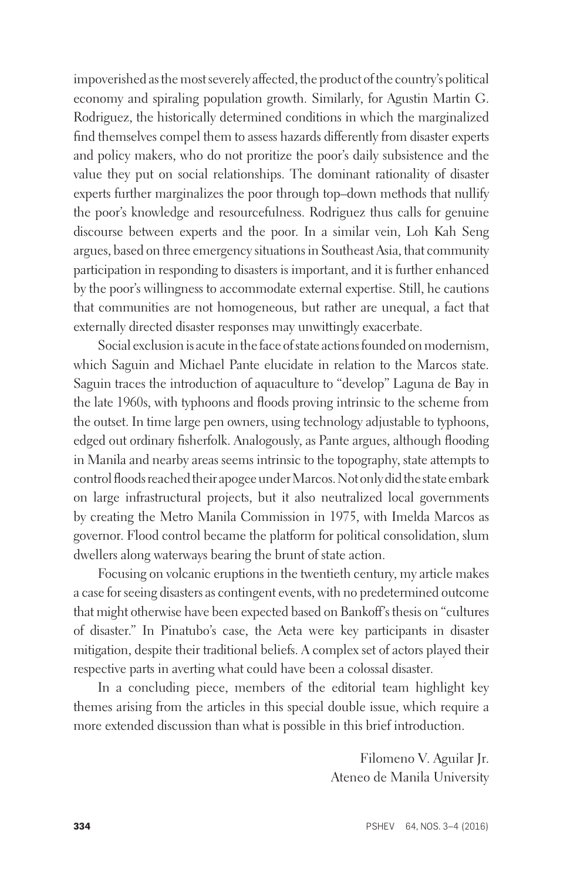impoverished as the most severely affected, the product of the country's political economy and spiraling population growth. Similarly, for Agustin Martin G. Rodriguez, the historically determined conditions in which the marginalized find themselves compel them to assess hazards differently from disaster experts and policy makers, who do not proritize the poor's daily subsistence and the value they put on social relationships. The dominant rationality of disaster experts further marginalizes the poor through top–down methods that nullify the poor's knowledge and resourcefulness. Rodriguez thus calls for genuine discourse between experts and the poor. In a similar vein, Loh Kah Seng argues, based on three emergency situations in Southeast Asia, that community participation in responding to disasters is important, and it is further enhanced by the poor's willingness to accommodate external expertise. Still, he cautions that communities are not homogeneous, but rather are unequal, a fact that externally directed disaster responses may unwittingly exacerbate.

Social exclusion is acute in the face of state actions founded on modernism, which Saguin and Michael Pante elucidate in relation to the Marcos state. Saguin traces the introduction of aquaculture to "develop" Laguna de Bay in the late 1960s, with typhoons and floods proving intrinsic to the scheme from the outset. In time large pen owners, using technology adjustable to typhoons, edged out ordinary fisherfolk. Analogously, as Pante argues, although flooding in Manila and nearby areas seems intrinsic to the topography, state attempts to control floods reached their apogee under Marcos. Not only did the state embark on large infrastructural projects, but it also neutralized local governments by creating the Metro Manila Commission in 1975, with Imelda Marcos as governor. Flood control became the platform for political consolidation, slum dwellers along waterways bearing the brunt of state action.

Focusing on volcanic eruptions in the twentieth century, my article makes a case for seeing disasters as contingent events, with no predetermined outcome that might otherwise have been expected based on Bankoff's thesis on "cultures of disaster." In Pinatubo's case, the Aeta were key participants in disaster mitigation, despite their traditional beliefs. A complex set of actors played their respective parts in averting what could have been a colossal disaster.

In a concluding piece, members of the editorial team highlight key themes arising from the articles in this special double issue, which require a more extended discussion than what is possible in this brief introduction.

Filomeno V. Aguilar Jr.
Ateneo de Manila University